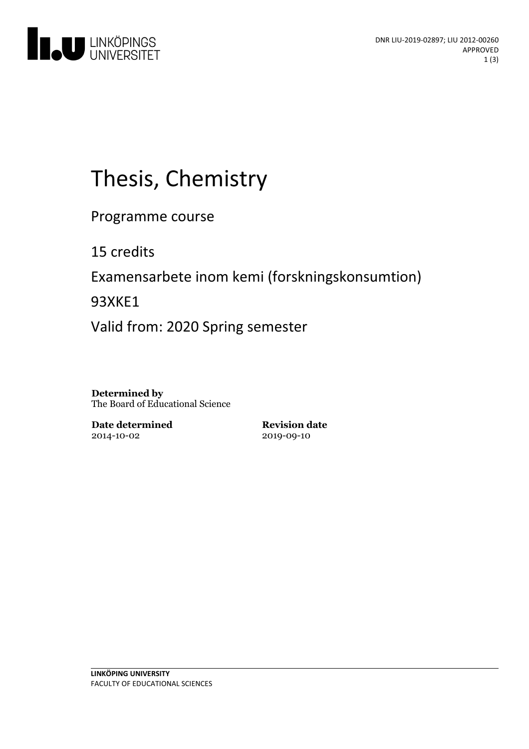DNR LIU-2019-02897; LIU 2012-00260
APPROVED

# Thesis, Chemistry

Programme course

15 credits

Examensarbete inom kemi (forskningskonsumtion)

93XKE1

Valid from: 2020 Spring semester

**Determined by**
The Board of Educational Science

| **Date determined** | **Revision date** |
|---|---|
| 2014-10-02 | 2019-09-10 |

**LINKÖPING UNIVERSITY**
FACULTY OF EDUCATIONAL SCIENCES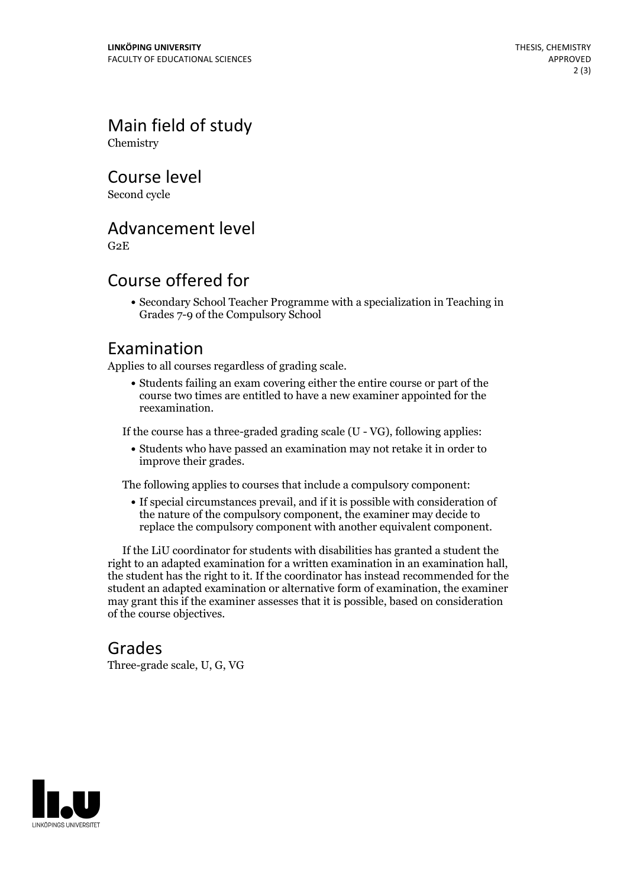## Main field of study

Chemistry

## Course level

Second cycle

## Advancement level

G2E

## Course offered for

- Secondary School Teacher Programme with a specialization in Teaching in Grades 7-9 of the Compulsory School

## Examination

Applies to all courses regardless of grading scale.

- Students failing an exam covering either the entire course or part of the course two times are entitled to have a new examiner appointed for the reexamination.

If the course has a three-graded grading scale (U - VG), following applies:

- Students who have passed an examination may not retake it in order to improve their grades.

The following applies to courses that include a compulsory component:

- If special circumstances prevail, and if it is possible with consideration of the nature of the compulsory component, the examiner may decide to replace the compulsory component with another equivalent component.

If the LiU coordinator for students with disabilities has granted a student the right to an adapted examination for a written examination in an examination hall, the student has the right to it. If the coordinator has instead recommended for the student an adapted examination or alternative form of examination, the examiner may grant this if the examiner assesses that it is possible, based on consideration of the course objectives.

## Grades

Three-grade scale, U, G, VG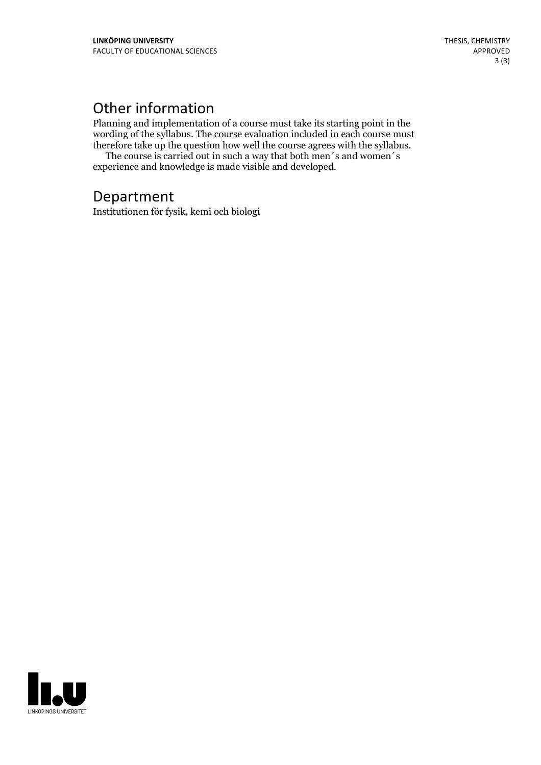## Other information

Planning and implementation of a course must take its starting point in the wording of the syllabus. The course evaluation included in each course must therefore take up the question how well the course agrees with the syllabus.

The course is carried out in such a way that both men´s and women´s experience and knowledge is made visible and developed.

## Department

Institutionen för fysik, kemi och biologi